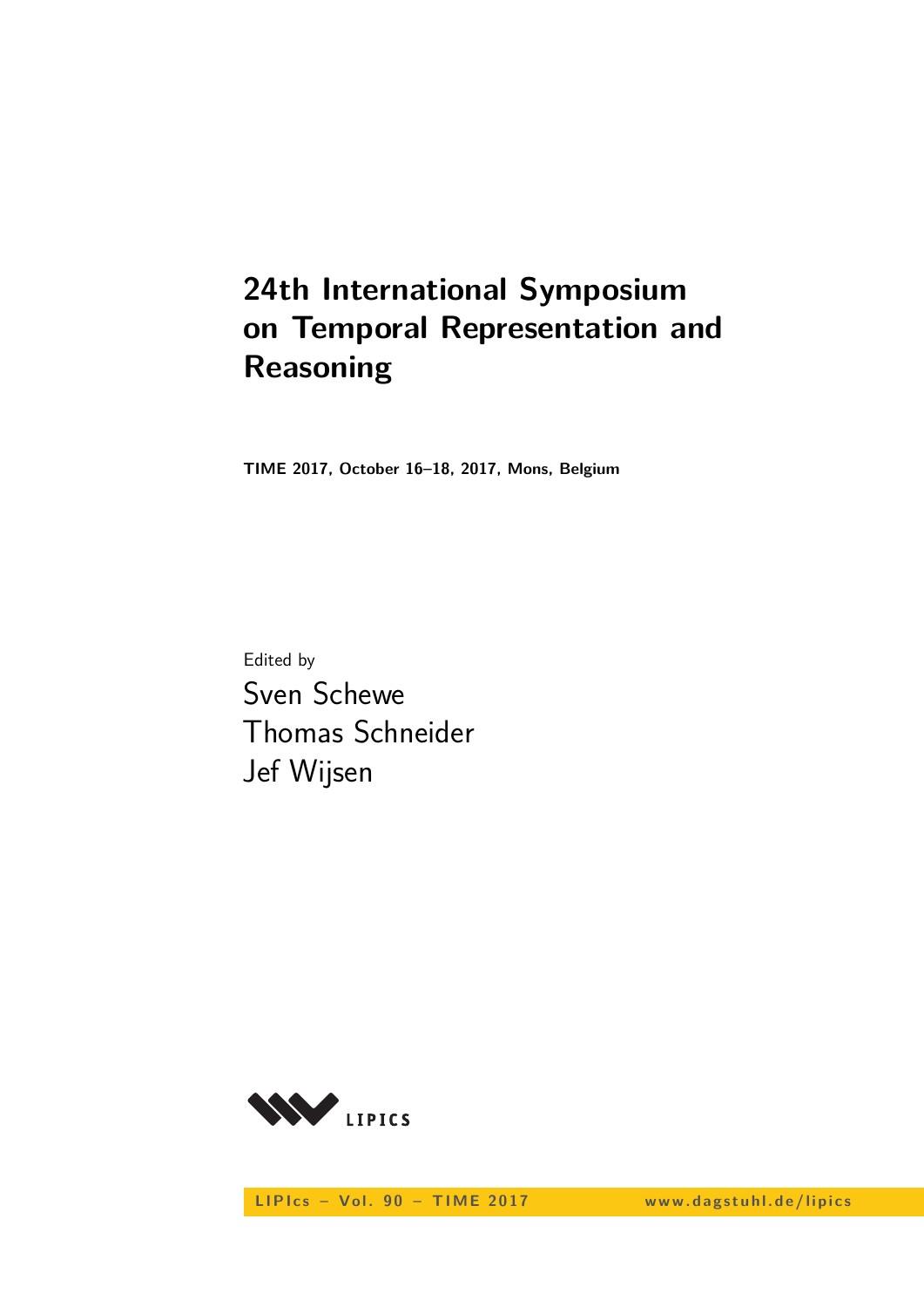# 24th International Symposium on Temporal Representation and Reasoning

**TIME 2017, October 16–18, 2017, Mons, Belgium**

Edited by

Sven Schewe
Thomas Schneider
Jef Wijsen

LIPIcs – Vol. 90 – TIME 2017 www.dagstuhl.de/lipics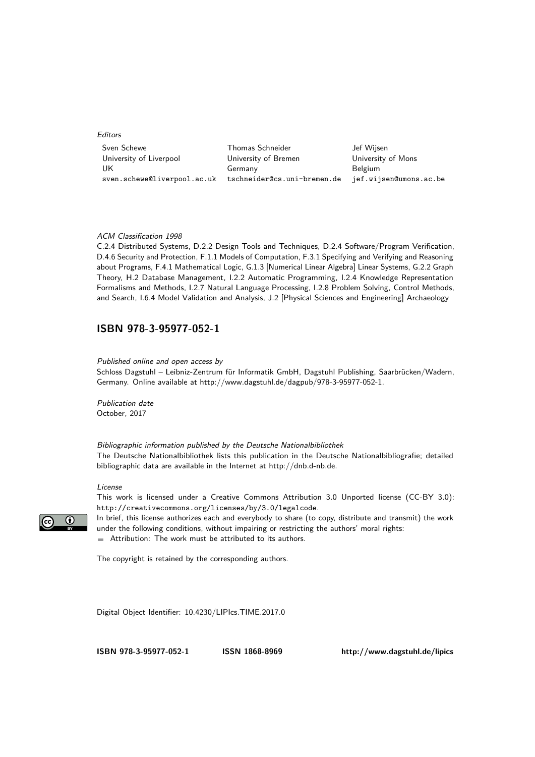*Editors*

Sven Schewe
University of Liverpool
UK
sven.schewe@liverpool.ac.uk

Thomas Schneider
University of Bremen
Germany
tschneider@cs.uni-bremen.de

Jef Wijsen
University of Mons
Belgium
jef.wijsen@umons.ac.be

*ACM Classification 1998*
C.2.4 Distributed Systems, D.2.2 Design Tools and Techniques, D.2.4 Software/Program Verification, D.4.6 Security and Protection, F.1.1 Models of Computation, F.3.1 Specifying and Verifying and Reasoning about Programs, F.4.1 Mathematical Logic, G.1.3 [Numerical Linear Algebra] Linear Systems, G.2.2 Graph Theory, H.2 Database Management, I.2.2 Automatic Programming, I.2.4 Knowledge Representation Formalisms and Methods, I.2.7 Natural Language Processing, I.2.8 Problem Solving, Control Methods, and Search, I.6.4 Model Validation and Analysis, J.2 [Physical Sciences and Engineering] Archaeology

## ISBN 978-3-95977-052-1

*Published online and open access by*
Schloss Dagstuhl – Leibniz-Zentrum für Informatik GmbH, Dagstuhl Publishing, Saarbrücken/Wadern, Germany. Online available at http://www.dagstuhl.de/dagpub/978-3-95977-052-1.

*Publication date*
October, 2017

*Bibliographic information published by the Deutsche Nationalbibliothek*
The Deutsche Nationalbibliothek lists this publication in the Deutsche Nationalbibliografie; detailed bibliographic data are available in the Internet at http://dnb.d-nb.de.

*License*
This work is licensed under a Creative Commons Attribution 3.0 Unported license (CC-BY 3.0): http://creativecommons.org/licenses/by/3.0/legalcode.
In brief, this license authorizes each and everybody to share (to copy, distribute and transmit) the work under the following conditions, without impairing or restricting the authors' moral rights:

- Attribution: The work must be attributed to its authors.

The copyright is retained by the corresponding authors.

Digital Object Identifier: 10.4230/LIPIcs.TIME.2017.0

**ISBN 978-3-95977-052-1** **ISSN 1868-8969** **http://www.dagstuhl.de/lipics**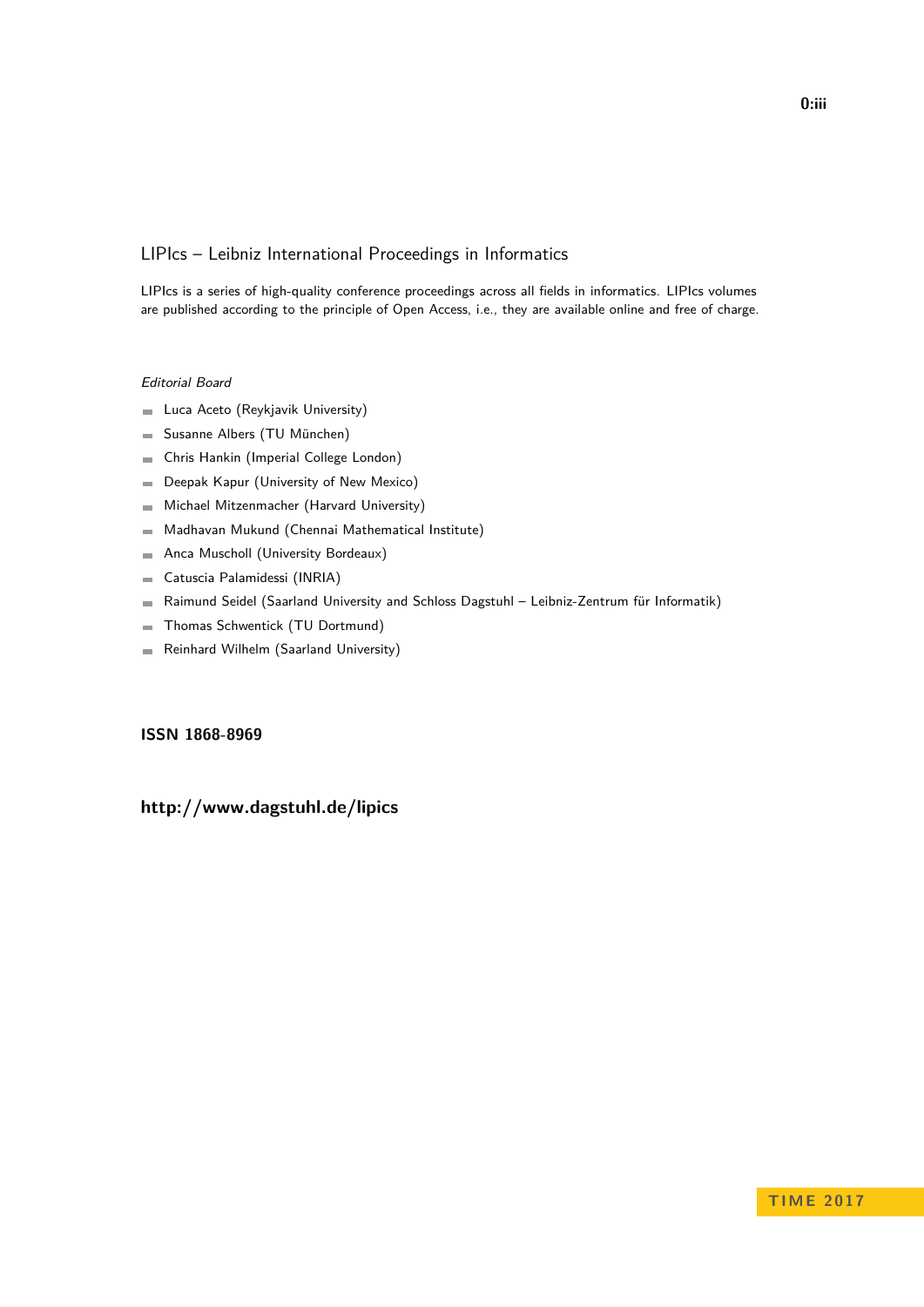# LIPIcs – Leibniz International Proceedings in Informatics

LIPIcs is a series of high-quality conference proceedings across all fields in informatics. LIPIcs volumes are published according to the principle of Open Access, i.e., they are available online and free of charge.

*Editorial Board*

- Luca Aceto (Reykjavik University)
- Susanne Albers (TU München)
- Chris Hankin (Imperial College London)
- Deepak Kapur (University of New Mexico)
- Michael Mitzenmacher (Harvard University)
- Madhavan Mukund (Chennai Mathematical Institute)
- Anca Muscholl (University Bordeaux)
- Catuscia Palamidessi (INRIA)
- Raimund Seidel (Saarland University and Schloss Dagstuhl – Leibniz-Zentrum für Informatik)
- Thomas Schwentick (TU Dortmund)
- Reinhard Wilhelm (Saarland University)

**ISSN 1868-8969**

**http://www.dagstuhl.de/lipics**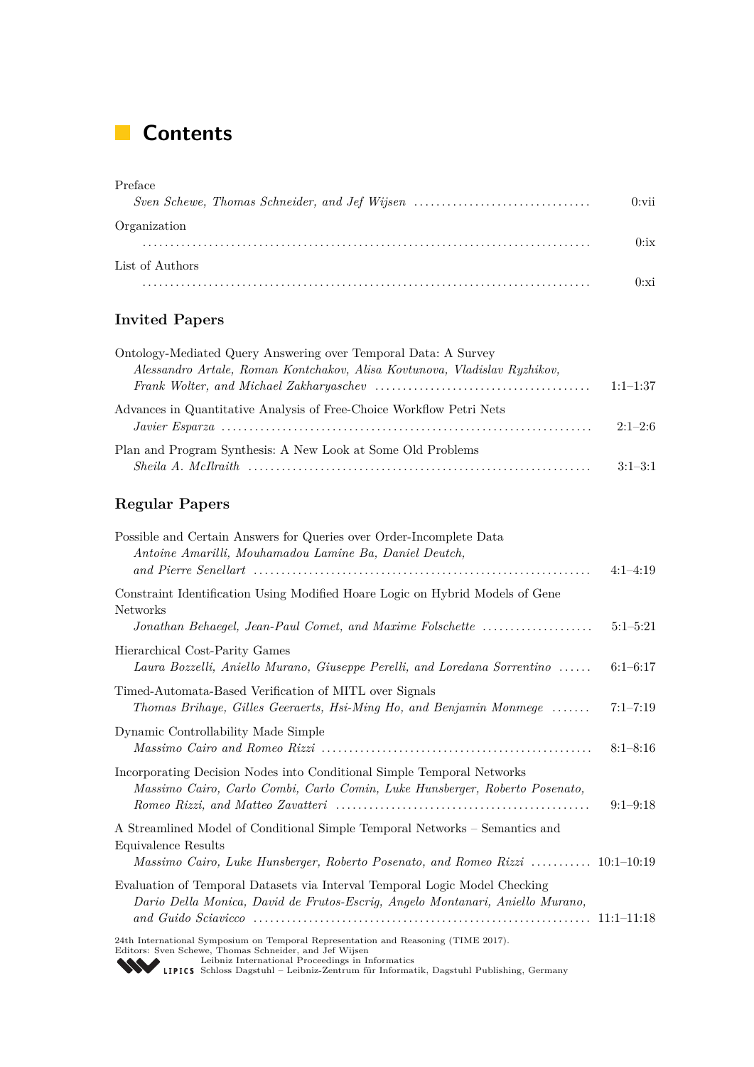# Contents

Preface
*Sven Schewe, Thomas Schneider, and Jef Wijsen* ................................ 0:vii

Organization
.................................................................................. 0:ix

List of Authors
.................................................................................. 0:xi

## Invited Papers

Ontology-Mediated Query Answering over Temporal Data: A Survey
*Alessandro Artale, Roman Kontchakov, Alisa Kovtunova, Vladislav Ryzhikov, Frank Wolter, and Michael Zakharyaschev* ....................................... 1:1–1:37

Advances in Quantitative Analysis of Free-Choice Workflow Petri Nets
*Javier Esparza* .................................................................. 2:1–2:6

Plan and Program Synthesis: A New Look at Some Old Problems
*Sheila A. McIlraith* ............................................................. 3:1–3:1

## Regular Papers

Possible and Certain Answers for Queries over Order-Incomplete Data
*Antoine Amarilli, Mouhamadou Lamine Ba, Daniel Deutch, and Pierre Senellart* ............................................................. 4:1–4:19

Constraint Identification Using Modified Hoare Logic on Hybrid Models of Gene Networks
*Jonathan Behaegel, Jean-Paul Comet, and Maxime Folschette* .................... 5:1–5:21

Hierarchical Cost-Parity Games
*Laura Bozzelli, Aniello Murano, Giuseppe Perelli, and Loredana Sorrentino* ...... 6:1–6:17

Timed-Automata-Based Verification of MITL over Signals
*Thomas Brihaye, Gilles Geeraerts, Hsi-Ming Ho, and Benjamin Monmege* ....... 7:1–7:19

Dynamic Controllability Made Simple
*Massimo Cairo and Romeo Rizzi* ................................................. 8:1–8:16

Incorporating Decision Nodes into Conditional Simple Temporal Networks
*Massimo Cairo, Carlo Combi, Carlo Comin, Luke Hunsberger, Roberto Posenato, Romeo Rizzi, and Matteo Zavatteri* .............................................. 9:1–9:18

A Streamlined Model of Conditional Simple Temporal Networks – Semantics and Equivalence Results
*Massimo Cairo, Luke Hunsberger, Roberto Posenato, and Romeo Rizzi* ........... 10:1–10:19

Evaluation of Temporal Datasets via Interval Temporal Logic Model Checking
*Dario Della Monica, David de Frutos-Escrig, Angelo Montanari, Aniello Murano, and Guido Sciavicco* ............................................................. 11:1–11:18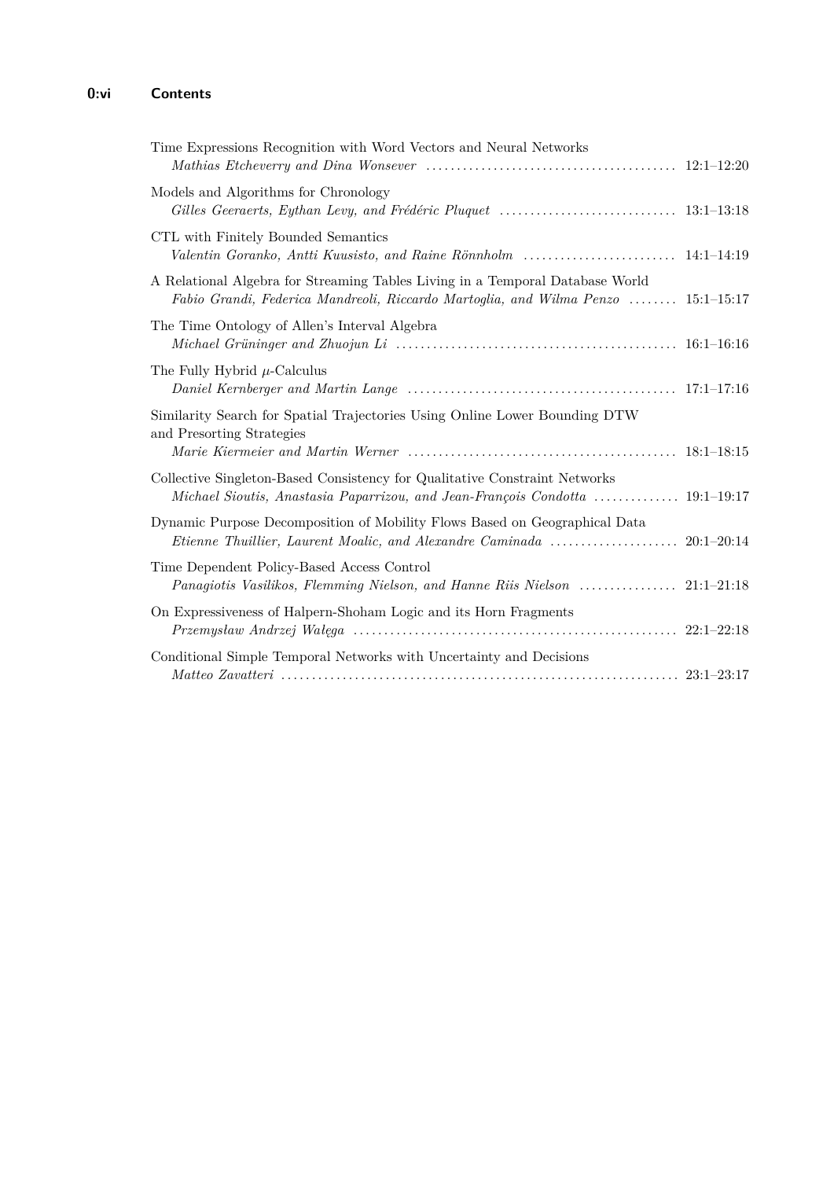Time Expressions Recognition with Word Vectors and Neural Networks
*Mathias Etcheverry and Dina Wonsever* ........ 12:1–12:20

Models and Algorithms for Chronology
*Gilles Geeraerts, Eythan Levy, and Frédéric Pluquet* ........ 13:1–13:18

CTL with Finitely Bounded Semantics
*Valentin Goranko, Antti Kuusisto, and Raine Rönnholm* ........ 14:1–14:19

A Relational Algebra for Streaming Tables Living in a Temporal Database World
*Fabio Grandi, Federica Mandreoli, Riccardo Martoglia, and Wilma Penzo* ........ 15:1–15:17

The Time Ontology of Allen's Interval Algebra
*Michael Grüninger and Zhuojun Li* ........ 16:1–16:16

The Fully Hybrid $\mu$-Calculus
*Daniel Kernberger and Martin Lange* ........ 17:1–17:16

Similarity Search for Spatial Trajectories Using Online Lower Bounding DTW and Presorting Strategies
*Marie Kiermeier and Martin Werner* ........ 18:1–18:15

Collective Singleton-Based Consistency for Qualitative Constraint Networks
*Michael Sioutis, Anastasia Paparrizou, and Jean-François Condotta* ........ 19:1–19:17

Dynamic Purpose Decomposition of Mobility Flows Based on Geographical Data
*Etienne Thuillier, Laurent Moalic, and Alexandre Caminada* ........ 20:1–20:14

Time Dependent Policy-Based Access Control
*Panagiotis Vasilikos, Flemming Nielson, and Hanne Riis Nielson* ........ 21:1–21:18

On Expressiveness of Halpern-Shoham Logic and its Horn Fragments
*Przemysław Andrzej Wałęga* ........ 22:1–22:18

Conditional Simple Temporal Networks with Uncertainty and Decisions
*Matteo Zavatteri* ........ 23:1–23:17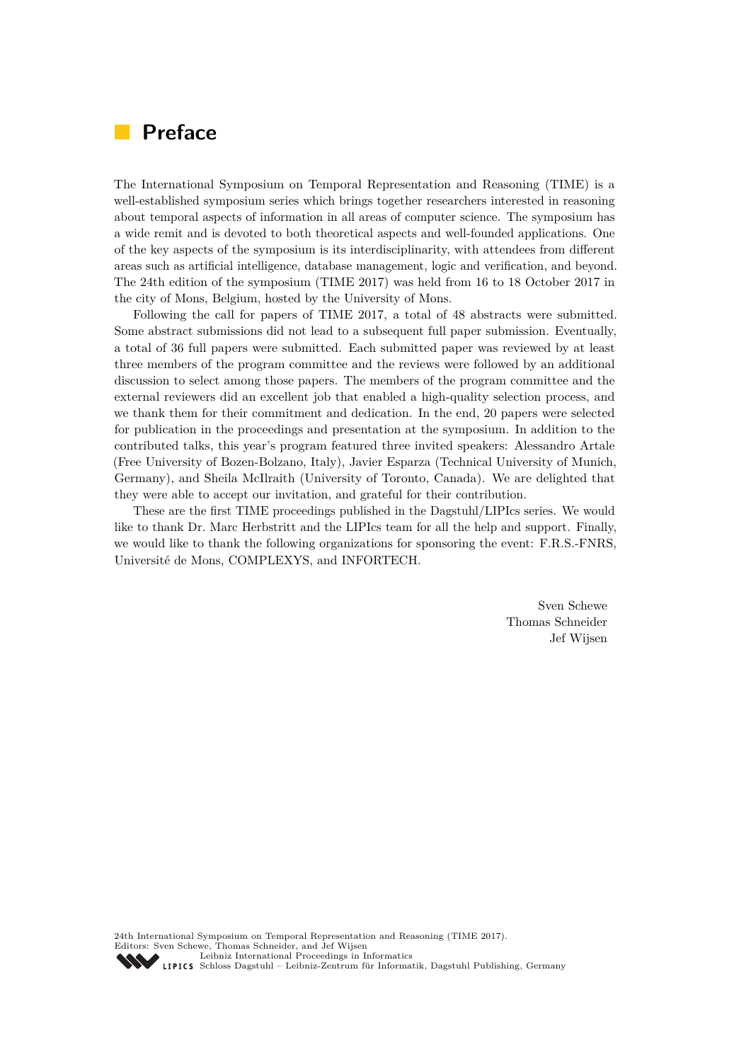# Preface

The International Symposium on Temporal Representation and Reasoning (TIME) is a well-established symposium series which brings together researchers interested in reasoning about temporal aspects of information in all areas of computer science. The symposium has a wide remit and is devoted to both theoretical aspects and well-founded applications. One of the key aspects of the symposium is its interdisciplinarity, with attendees from different areas such as artificial intelligence, database management, logic and verification, and beyond. The 24th edition of the symposium (TIME 2017) was held from 16 to 18 October 2017 in the city of Mons, Belgium, hosted by the University of Mons.

Following the call for papers of TIME 2017, a total of 48 abstracts were submitted. Some abstract submissions did not lead to a subsequent full paper submission. Eventually, a total of 36 full papers were submitted. Each submitted paper was reviewed by at least three members of the program committee and the reviews were followed by an additional discussion to select among those papers. The members of the program committee and the external reviewers did an excellent job that enabled a high-quality selection process, and we thank them for their commitment and dedication. In the end, 20 papers were selected for publication in the proceedings and presentation at the symposium. In addition to the contributed talks, this year's program featured three invited speakers: Alessandro Artale (Free University of Bozen-Bolzano, Italy), Javier Esparza (Technical University of Munich, Germany), and Sheila McIlraith (University of Toronto, Canada). We are delighted that they were able to accept our invitation, and grateful for their contribution.

These are the first TIME proceedings published in the Dagstuhl/LIPIcs series. We would like to thank Dr. Marc Herbstritt and the LIPIcs team for all the help and support. Finally, we would like to thank the following organizations for sponsoring the event: F.R.S.-FNRS, Université de Mons, COMPLEXYS, and INFORTECH.

Sven Schewe
Thomas Schneider
Jef Wijsen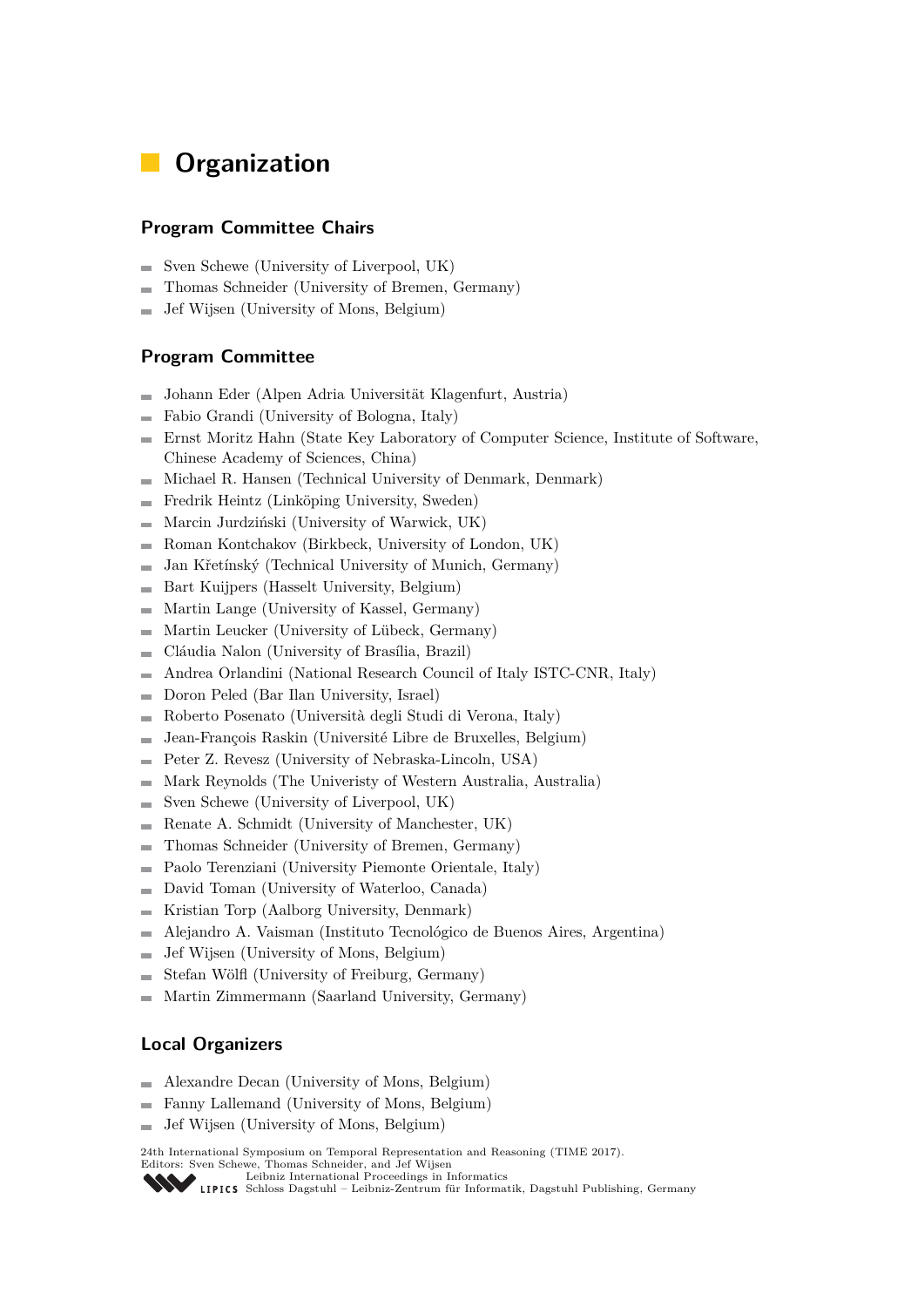# Organization

## Program Committee Chairs

- Sven Schewe (University of Liverpool, UK)
- Thomas Schneider (University of Bremen, Germany)
- Jef Wijsen (University of Mons, Belgium)

## Program Committee

- Johann Eder (Alpen Adria Universität Klagenfurt, Austria)
- Fabio Grandi (University of Bologna, Italy)
- Ernst Moritz Hahn (State Key Laboratory of Computer Science, Institute of Software, Chinese Academy of Sciences, China)
- Michael R. Hansen (Technical University of Denmark, Denmark)
- Fredrik Heintz (Linköping University, Sweden)
- Marcin Jurdziński (University of Warwick, UK)
- Roman Kontchakov (Birkbeck, University of London, UK)
- Jan Křetínský (Technical University of Munich, Germany)
- Bart Kuijpers (Hasselt University, Belgium)
- Martin Lange (University of Kassel, Germany)
- Martin Leucker (University of Lübeck, Germany)
- Cláudia Nalon (University of Brasília, Brazil)
- Andrea Orlandini (National Research Council of Italy ISTC-CNR, Italy)
- Doron Peled (Bar Ilan University, Israel)
- Roberto Posenato (Università degli Studi di Verona, Italy)
- Jean-François Raskin (Université Libre de Bruxelles, Belgium)
- Peter Z. Revesz (University of Nebraska-Lincoln, USA)
- Mark Reynolds (The Univeristy of Western Australia, Australia)
- Sven Schewe (University of Liverpool, UK)
- Renate A. Schmidt (University of Manchester, UK)
- Thomas Schneider (University of Bremen, Germany)
- Paolo Terenziani (University Piemonte Orientale, Italy)
- David Toman (University of Waterloo, Canada)
- Kristian Torp (Aalborg University, Denmark)
- Alejandro A. Vaisman (Instituto Tecnológico de Buenos Aires, Argentina)
- Jef Wijsen (University of Mons, Belgium)
- Stefan Wölfl (University of Freiburg, Germany)
- Martin Zimmermann (Saarland University, Germany)

## Local Organizers

- Alexandre Decan (University of Mons, Belgium)
- Fanny Lallemand (University of Mons, Belgium)
- Jef Wijsen (University of Mons, Belgium)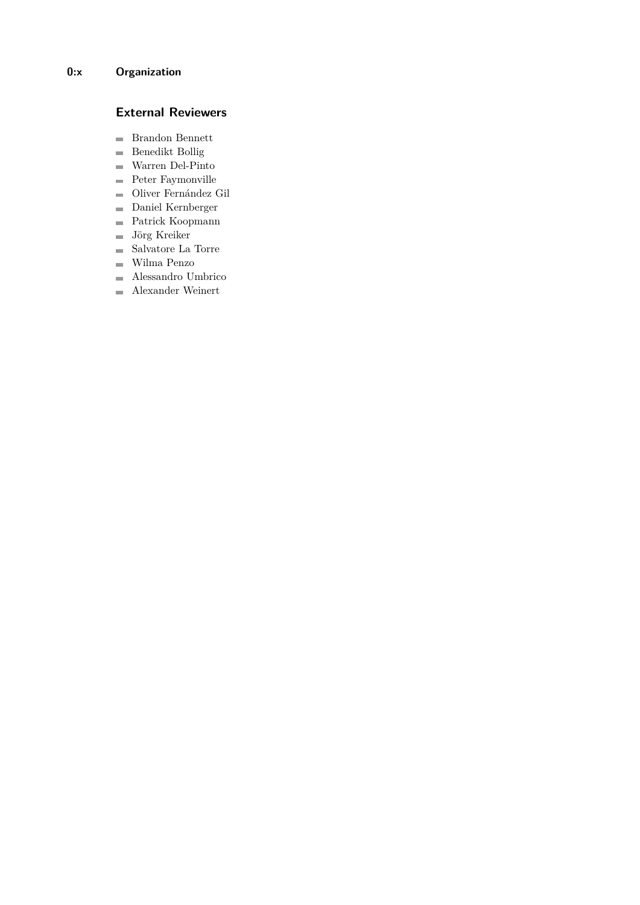## External Reviewers

- Brandon Bennett
- Benedikt Bollig
- Warren Del-Pinto
- Peter Faymonville
- Oliver Fernández Gil
- Daniel Kernberger
- Patrick Koopmann
- Jörg Kreiker
- Salvatore La Torre
- Wilma Penzo
- Alessandro Umbrico
- Alexander Weinert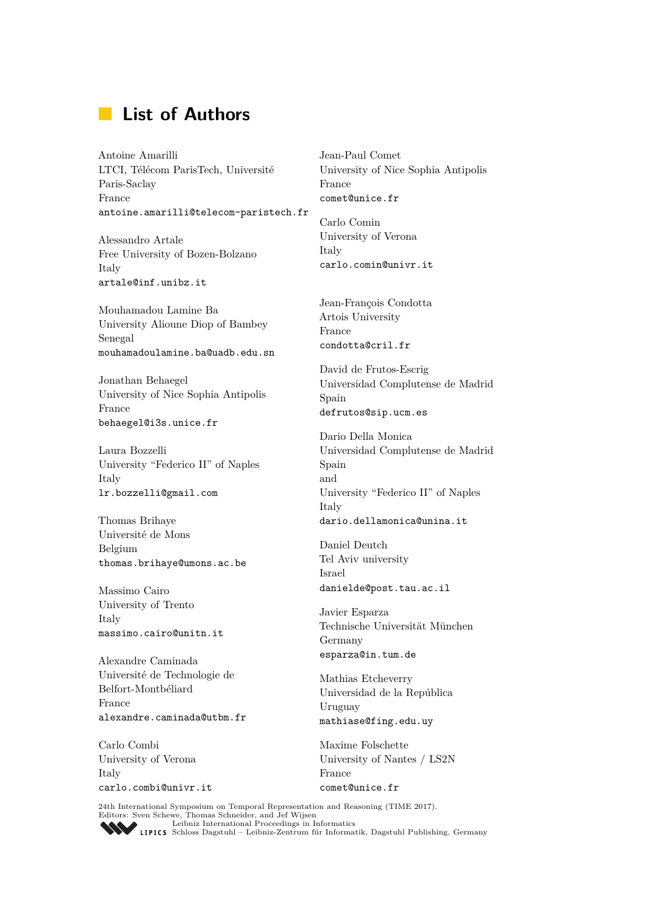# List of Authors

Antoine Amarilli
LTCI, Télécom ParisTech, Université Paris-Saclay
France
antoine.amarilli@telecom-paristech.fr

Alessandro Artale
Free University of Bozen-Bolzano
Italy
artale@inf.unibz.it

Mouhamadou Lamine Ba
University Alioune Diop of Bambey
Senegal
mouhamadoulamine.ba@uadb.edu.sn

Jonathan Behaegel
University of Nice Sophia Antipolis
France
behaegel@i3s.unice.fr

Laura Bozzelli
University "Federico II" of Naples
Italy
lr.bozzelli@gmail.com

Thomas Brihaye
Université de Mons
Belgium
thomas.brihaye@umons.ac.be

Massimo Cairo
University of Trento
Italy
massimo.cairo@unitn.it

Alexandre Caminada
Université de Technologie de Belfort-Montbéliard
France
alexandre.caminada@utbm.fr

Carlo Combi
University of Verona
Italy
carlo.combi@univr.it

Jean-Paul Comet
University of Nice Sophia Antipolis
France
comet@unice.fr

Carlo Comin
University of Verona
Italy
carlo.comin@univr.it

Jean-François Condotta
Artois University
France
condotta@cril.fr

David de Frutos-Escrig
Universidad Complutense de Madrid
Spain
defrutos@sip.ucm.es

Dario Della Monica
Universidad Complutense de Madrid
Spain
and
University "Federico II" of Naples
Italy
dario.dellamonica@unina.it

Daniel Deutch
Tel Aviv university
Israel
danielde@post.tau.ac.il

Javier Esparza
Technische Universität München
Germany
esparza@in.tum.de

Mathias Etcheverry
Universidad de la República
Uruguay
mathiase@fing.edu.uy

Maxime Folschette
University of Nantes / LS2N
France
comet@unice.fr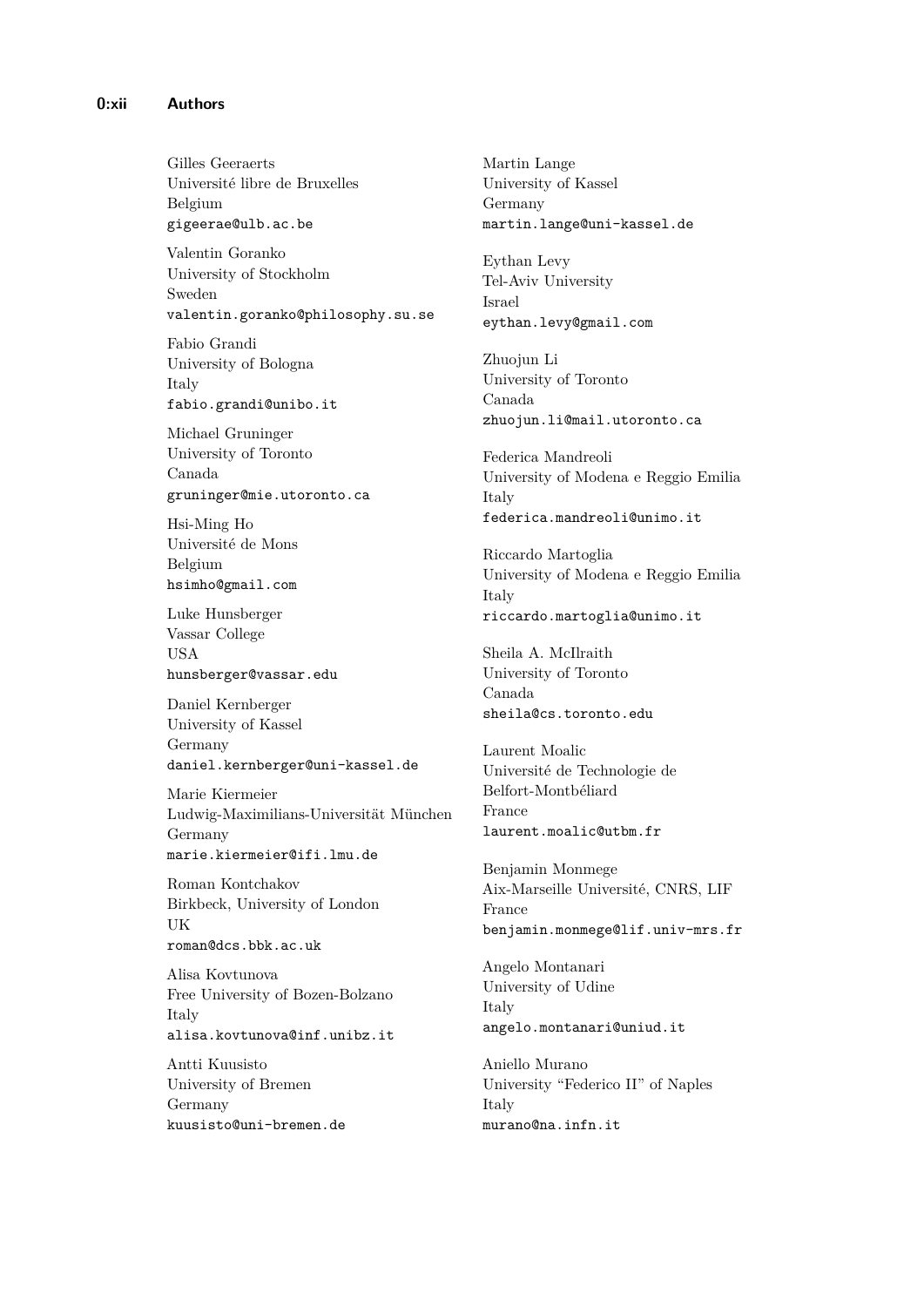Gilles Geeraerts
Université libre de Bruxelles
Belgium
gigeerae@ulb.ac.be

Valentin Goranko
University of Stockholm
Sweden
valentin.goranko@philosophy.su.se

Fabio Grandi
University of Bologna
Italy
fabio.grandi@unibo.it

Michael Gruninger
University of Toronto
Canada
gruninger@mie.utoronto.ca

Hsi-Ming Ho
Université de Mons
Belgium
hsimho@gmail.com

Luke Hunsberger
Vassar College
USA
hunsberger@vassar.edu

Daniel Kernberger
University of Kassel
Germany
daniel.kernberger@uni-kassel.de

Marie Kiermeier
Ludwig-Maximilians-Universität München
Germany
marie.kiermeier@ifi.lmu.de

Roman Kontchakov
Birkbeck, University of London
UK
roman@dcs.bbk.ac.uk

Alisa Kovtunova
Free University of Bozen-Bolzano
Italy
alisa.kovtunova@inf.unibz.it

Antti Kuusisto
University of Bremen
Germany
kuusisto@uni-bremen.de

Martin Lange
University of Kassel
Germany
martin.lange@uni-kassel.de

Eythan Levy
Tel-Aviv University
Israel
eythan.levy@gmail.com

Zhuojun Li
University of Toronto
Canada
zhuojun.li@mail.utoronto.ca

Federica Mandreoli
University of Modena e Reggio Emilia
Italy
federica.mandreoli@unimo.it

Riccardo Martoglia
University of Modena e Reggio Emilia
Italy
riccardo.martoglia@unimo.it

Sheila A. McIlraith
University of Toronto
Canada
sheila@cs.toronto.edu

Laurent Moalic
Université de Technologie de Belfort-Montbéliard
France
laurent.moalic@utbm.fr

Benjamin Monmege
Aix-Marseille Université, CNRS, LIF
France
benjamin.monmege@lif.univ-mrs.fr

Angelo Montanari
University of Udine
Italy
angelo.montanari@uniud.it

Aniello Murano
University "Federico II" of Naples
Italy
murano@na.infn.it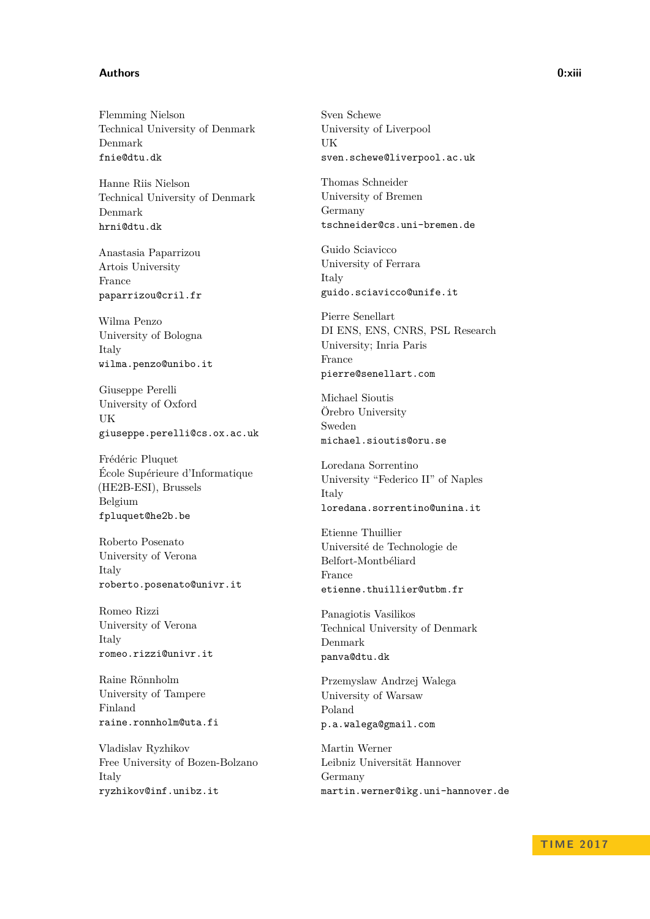Flemming Nielson
Technical University of Denmark
Denmark
fnie@dtu.dk

Hanne Riis Nielson
Technical University of Denmark
Denmark
hrni@dtu.dk

Anastasia Paparrizou
Artois University
France
paparrizou@cril.fr

Wilma Penzo
University of Bologna
Italy
wilma.penzo@unibo.it

Giuseppe Perelli
University of Oxford
UK
giuseppe.perelli@cs.ox.ac.uk

Frédéric Pluquet
École Supérieure d'Informatique
(HE2B-ESI), Brussels
Belgium
fpluquet@he2b.be

Roberto Posenato
University of Verona
Italy
roberto.posenato@univr.it

Romeo Rizzi
University of Verona
Italy
romeo.rizzi@univr.it

Raine Rönnholm
University of Tampere
Finland
raine.ronnholm@uta.fi

Vladislav Ryzhikov
Free University of Bozen-Bolzano
Italy
ryzhikov@inf.unibz.it

Sven Schewe
University of Liverpool
UK
sven.schewe@liverpool.ac.uk

Thomas Schneider
University of Bremen
Germany
tschneider@cs.uni-bremen.de

Guido Sciavicco
University of Ferrara
Italy
guido.sciavicco@unife.it

Pierre Senellart
DI ENS, ENS, CNRS, PSL Research
University; Inria Paris
France
pierre@senellart.com

Michael Sioutis
Örebro University
Sweden
michael.sioutis@oru.se

Loredana Sorrentino
University "Federico II" of Naples
Italy
loredana.sorrentino@unina.it

Etienne Thuillier
Université de Technologie de
Belfort-Montbéliard
France
etienne.thuillier@utbm.fr

Panagiotis Vasilikos
Technical University of Denmark
Denmark
panva@dtu.dk

Przemyslaw Andrzej Walega
University of Warsaw
Poland
p.a.walega@gmail.com

Martin Werner
Leibniz Universität Hannover
Germany
martin.werner@ikg.uni-hannover.de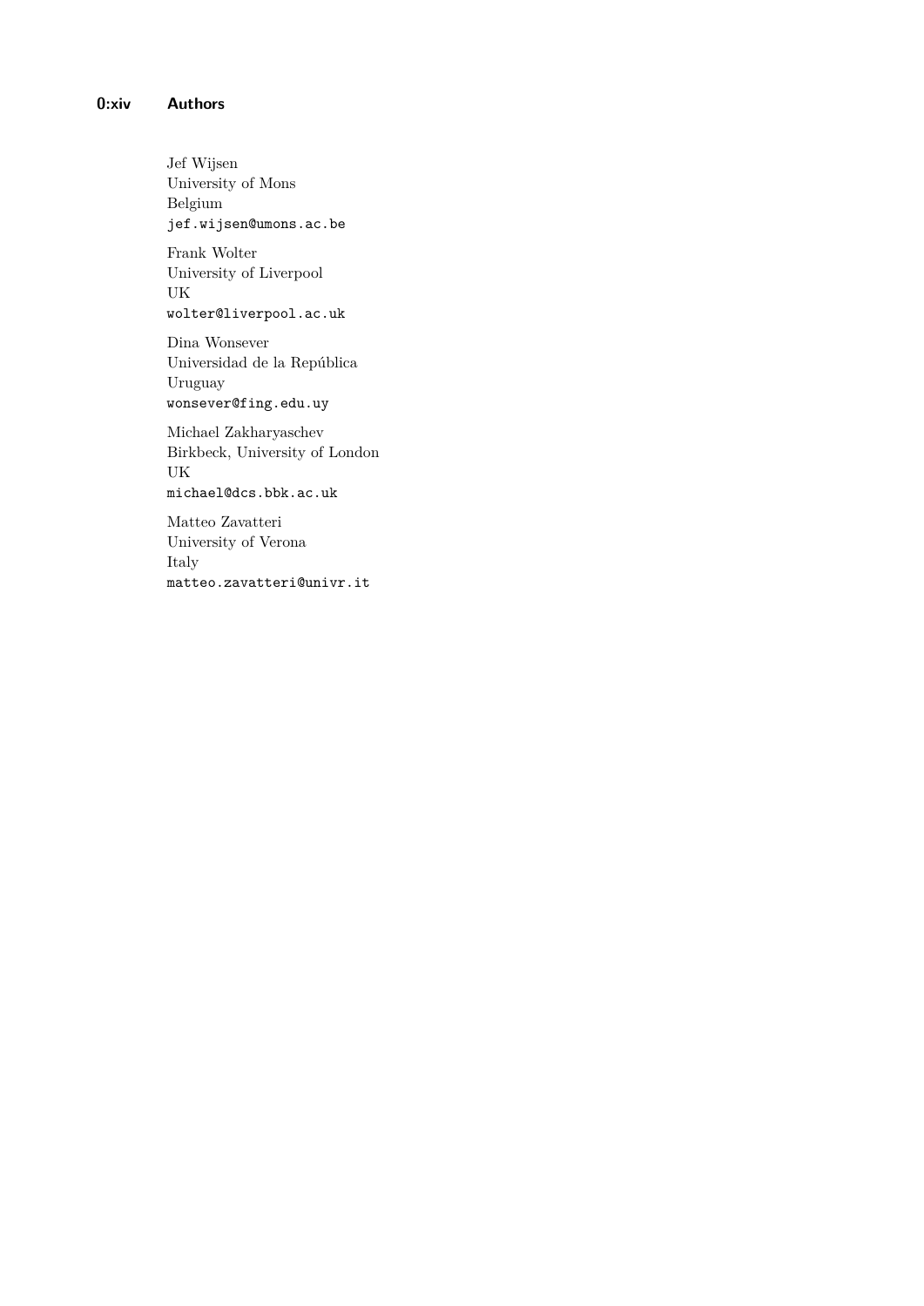Jef Wijsen
University of Mons
Belgium
jef.wijsen@umons.ac.be

Frank Wolter
University of Liverpool
UK
wolter@liverpool.ac.uk

Dina Wonsever
Universidad de la República
Uruguay
wonsever@fing.edu.uy

Michael Zakharyaschev
Birkbeck, University of London
UK
michael@dcs.bbk.ac.uk

Matteo Zavatteri
University of Verona
Italy
matteo.zavatteri@univr.it